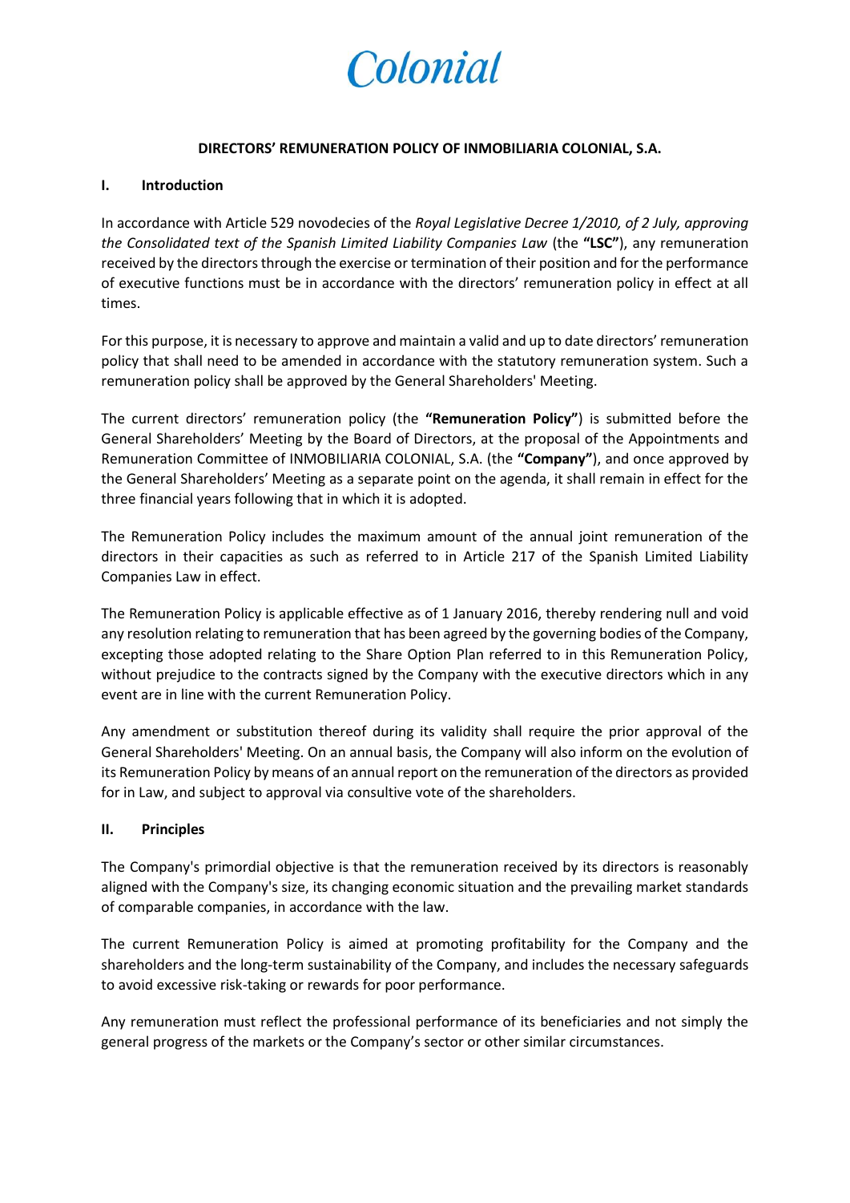# Colonial

**DIRECTORS' REMUNERATION POLICY OF INMOBILIARIA COLONIAL, S.A.**

## I. Introduction

In accordance with Article 529 novodecies of the *Royal Legislative Decree 1/2010, of 2 July, approving the Consolidated text of the Spanish Limited Liability Companies Law* (the **"LSC"**), any remuneration received by the directors through the exercise or termination of their position and for the performance of executive functions must be in accordance with the directors' remuneration policy in effect at all times.

For this purpose, it is necessary to approve and maintain a valid and up to date directors' remuneration policy that shall need to be amended in accordance with the statutory remuneration system. Such a remuneration policy shall be approved by the General Shareholders' Meeting.

The current directors' remuneration policy (the **"Remuneration Policy"**) is submitted before the General Shareholders' Meeting by the Board of Directors, at the proposal of the Appointments and Remuneration Committee of INMOBILIARIA COLONIAL, S.A. (the **"Company"**), and once approved by the General Shareholders' Meeting as a separate point on the agenda, it shall remain in effect for the three financial years following that in which it is adopted.

The Remuneration Policy includes the maximum amount of the annual joint remuneration of the directors in their capacities as such as referred to in Article 217 of the Spanish Limited Liability Companies Law in effect.

The Remuneration Policy is applicable effective as of 1 January 2016, thereby rendering null and void any resolution relating to remuneration that has been agreed by the governing bodies of the Company, excepting those adopted relating to the Share Option Plan referred to in this Remuneration Policy, without prejudice to the contracts signed by the Company with the executive directors which in any event are in line with the current Remuneration Policy.

Any amendment or substitution thereof during its validity shall require the prior approval of the General Shareholders' Meeting. On an annual basis, the Company will also inform on the evolution of its Remuneration Policy by means of an annual report on the remuneration of the directors as provided for in Law, and subject to approval via consultive vote of the shareholders.

## II. Principles

The Company's primordial objective is that the remuneration received by its directors is reasonably aligned with the Company's size, its changing economic situation and the prevailing market standards of comparable companies, in accordance with the law.

The current Remuneration Policy is aimed at promoting profitability for the Company and the shareholders and the long-term sustainability of the Company, and includes the necessary safeguards to avoid excessive risk-taking or rewards for poor performance.

Any remuneration must reflect the professional performance of its beneficiaries and not simply the general progress of the markets or the Company's sector or other similar circumstances.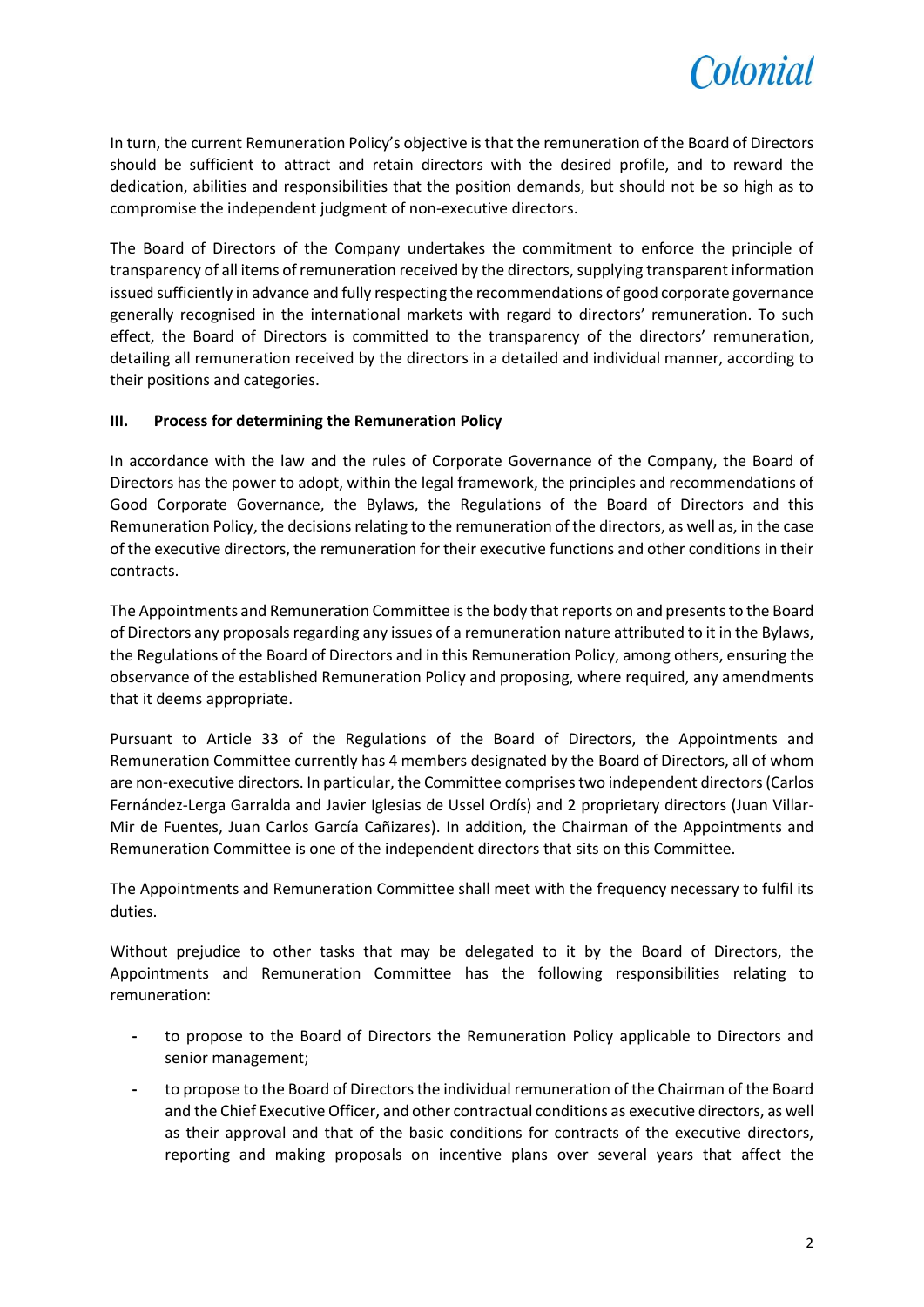In turn, the current Remuneration Policy's objective is that the remuneration of the Board of Directors should be sufficient to attract and retain directors with the desired profile, and to reward the dedication, abilities and responsibilities that the position demands, but should not be so high as to compromise the independent judgment of non-executive directors.

The Board of Directors of the Company undertakes the commitment to enforce the principle of transparency of all items of remuneration received by the directors, supplying transparent information issued sufficiently in advance and fully respecting the recommendations of good corporate governance generally recognised in the international markets with regard to directors' remuneration. To such effect, the Board of Directors is committed to the transparency of the directors' remuneration, detailing all remuneration received by the directors in a detailed and individual manner, according to their positions and categories.

### III. Process for determining the Remuneration Policy

In accordance with the law and the rules of Corporate Governance of the Company, the Board of Directors has the power to adopt, within the legal framework, the principles and recommendations of Good Corporate Governance, the Bylaws, the Regulations of the Board of Directors and this Remuneration Policy, the decisions relating to the remuneration of the directors, as well as, in the case of the executive directors, the remuneration for their executive functions and other conditions in their contracts.

The Appointments and Remuneration Committee is the body that reports on and presents to the Board of Directors any proposals regarding any issues of a remuneration nature attributed to it in the Bylaws, the Regulations of the Board of Directors and in this Remuneration Policy, among others, ensuring the observance of the established Remuneration Policy and proposing, where required, any amendments that it deems appropriate.

Pursuant to Article 33 of the Regulations of the Board of Directors, the Appointments and Remuneration Committee currently has 4 members designated by the Board of Directors, all of whom are non-executive directors. In particular, the Committee comprises two independent directors (Carlos Fernández-Lerga Garralda and Javier Iglesias de Ussel Ordís) and 2 proprietary directors (Juan Villar-Mir de Fuentes, Juan Carlos García Cañizares). In addition, the Chairman of the Appointments and Remuneration Committee is one of the independent directors that sits on this Committee.

The Appointments and Remuneration Committee shall meet with the frequency necessary to fulfil its duties.

Without prejudice to other tasks that may be delegated to it by the Board of Directors, the Appointments and Remuneration Committee has the following responsibilities relating to remuneration:

- to propose to the Board of Directors the Remuneration Policy applicable to Directors and senior management;
- to propose to the Board of Directors the individual remuneration of the Chairman of the Board and the Chief Executive Officer, and other contractual conditions as executive directors, as well as their approval and that of the basic conditions for contracts of the executive directors, reporting and making proposals on incentive plans over several years that affect the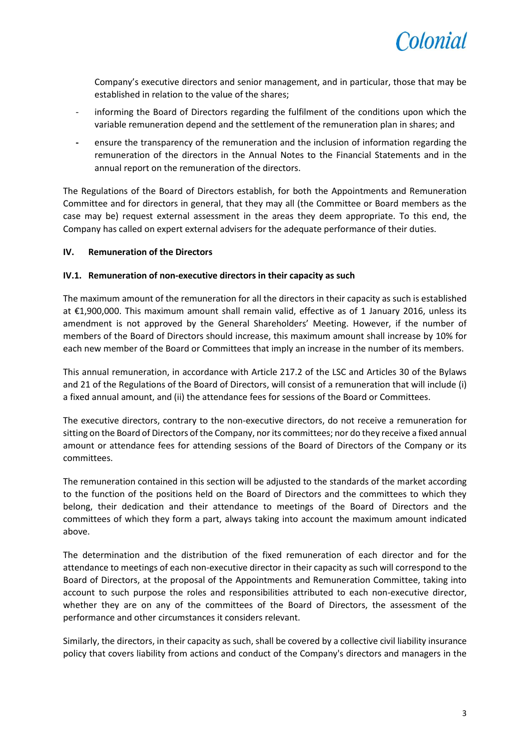Company's executive directors and senior management, and in particular, those that may be established in relation to the value of the shares;

- informing the Board of Directors regarding the fulfilment of the conditions upon which the variable remuneration depend and the settlement of the remuneration plan in shares; and
- ensure the transparency of the remuneration and the inclusion of information regarding the remuneration of the directors in the Annual Notes to the Financial Statements and in the annual report on the remuneration of the directors.

The Regulations of the Board of Directors establish, for both the Appointments and Remuneration Committee and for directors in general, that they may all (the Committee or Board members as the case may be) request external assessment in the areas they deem appropriate. To this end, the Company has called on expert external advisers for the adequate performance of their duties.

## IV. Remuneration of the Directors

### IV.1. Remuneration of non-executive directors in their capacity as such

The maximum amount of the remuneration for all the directors in their capacity as such is established at €1,900,000. This maximum amount shall remain valid, effective as of 1 January 2016, unless its amendment is not approved by the General Shareholders' Meeting. However, if the number of members of the Board of Directors should increase, this maximum amount shall increase by 10% for each new member of the Board or Committees that imply an increase in the number of its members.

This annual remuneration, in accordance with Article 217.2 of the LSC and Articles 30 of the Bylaws and 21 of the Regulations of the Board of Directors, will consist of a remuneration that will include (i) a fixed annual amount, and (ii) the attendance fees for sessions of the Board or Committees.

The executive directors, contrary to the non-executive directors, do not receive a remuneration for sitting on the Board of Directors of the Company, nor its committees; nor do they receive a fixed annual amount or attendance fees for attending sessions of the Board of Directors of the Company or its committees.

The remuneration contained in this section will be adjusted to the standards of the market according to the function of the positions held on the Board of Directors and the committees to which they belong, their dedication and their attendance to meetings of the Board of Directors and the committees of which they form a part, always taking into account the maximum amount indicated above.

The determination and the distribution of the fixed remuneration of each director and for the attendance to meetings of each non-executive director in their capacity as such will correspond to the Board of Directors, at the proposal of the Appointments and Remuneration Committee, taking into account to such purpose the roles and responsibilities attributed to each non-executive director, whether they are on any of the committees of the Board of Directors, the assessment of the performance and other circumstances it considers relevant.

Similarly, the directors, in their capacity as such, shall be covered by a collective civil liability insurance policy that covers liability from actions and conduct of the Company's directors and managers in the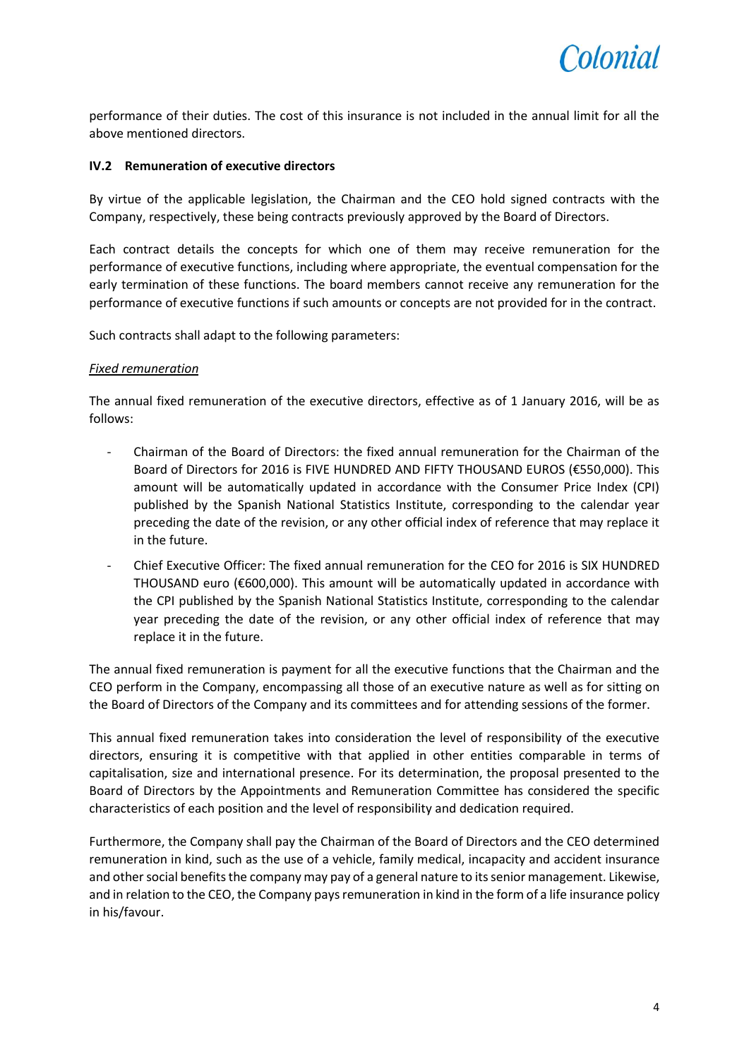performance of their duties. The cost of this insurance is not included in the annual limit for all the above mentioned directors.

### IV.2 Remuneration of executive directors

By virtue of the applicable legislation, the Chairman and the CEO hold signed contracts with the Company, respectively, these being contracts previously approved by the Board of Directors.

Each contract details the concepts for which one of them may receive remuneration for the performance of executive functions, including where appropriate, the eventual compensation for the early termination of these functions. The board members cannot receive any remuneration for the performance of executive functions if such amounts or concepts are not provided for in the contract.

Such contracts shall adapt to the following parameters:

*Fixed remuneration*

The annual fixed remuneration of the executive directors, effective as of 1 January 2016, will be as follows:

- Chairman of the Board of Directors: the fixed annual remuneration for the Chairman of the Board of Directors for 2016 is FIVE HUNDRED AND FIFTY THOUSAND EUROS (€550,000). This amount will be automatically updated in accordance with the Consumer Price Index (CPI) published by the Spanish National Statistics Institute, corresponding to the calendar year preceding the date of the revision, or any other official index of reference that may replace it in the future.
- Chief Executive Officer: The fixed annual remuneration for the CEO for 2016 is SIX HUNDRED THOUSAND euro (€600,000). This amount will be automatically updated in accordance with the CPI published by the Spanish National Statistics Institute, corresponding to the calendar year preceding the date of the revision, or any other official index of reference that may replace it in the future.

The annual fixed remuneration is payment for all the executive functions that the Chairman and the CEO perform in the Company, encompassing all those of an executive nature as well as for sitting on the Board of Directors of the Company and its committees and for attending sessions of the former.

This annual fixed remuneration takes into consideration the level of responsibility of the executive directors, ensuring it is competitive with that applied in other entities comparable in terms of capitalisation, size and international presence. For its determination, the proposal presented to the Board of Directors by the Appointments and Remuneration Committee has considered the specific characteristics of each position and the level of responsibility and dedication required.

Furthermore, the Company shall pay the Chairman of the Board of Directors and the CEO determined remuneration in kind, such as the use of a vehicle, family medical, incapacity and accident insurance and other social benefits the company may pay of a general nature to its senior management. Likewise, and in relation to the CEO, the Company pays remuneration in kind in the form of a life insurance policy in his/favour.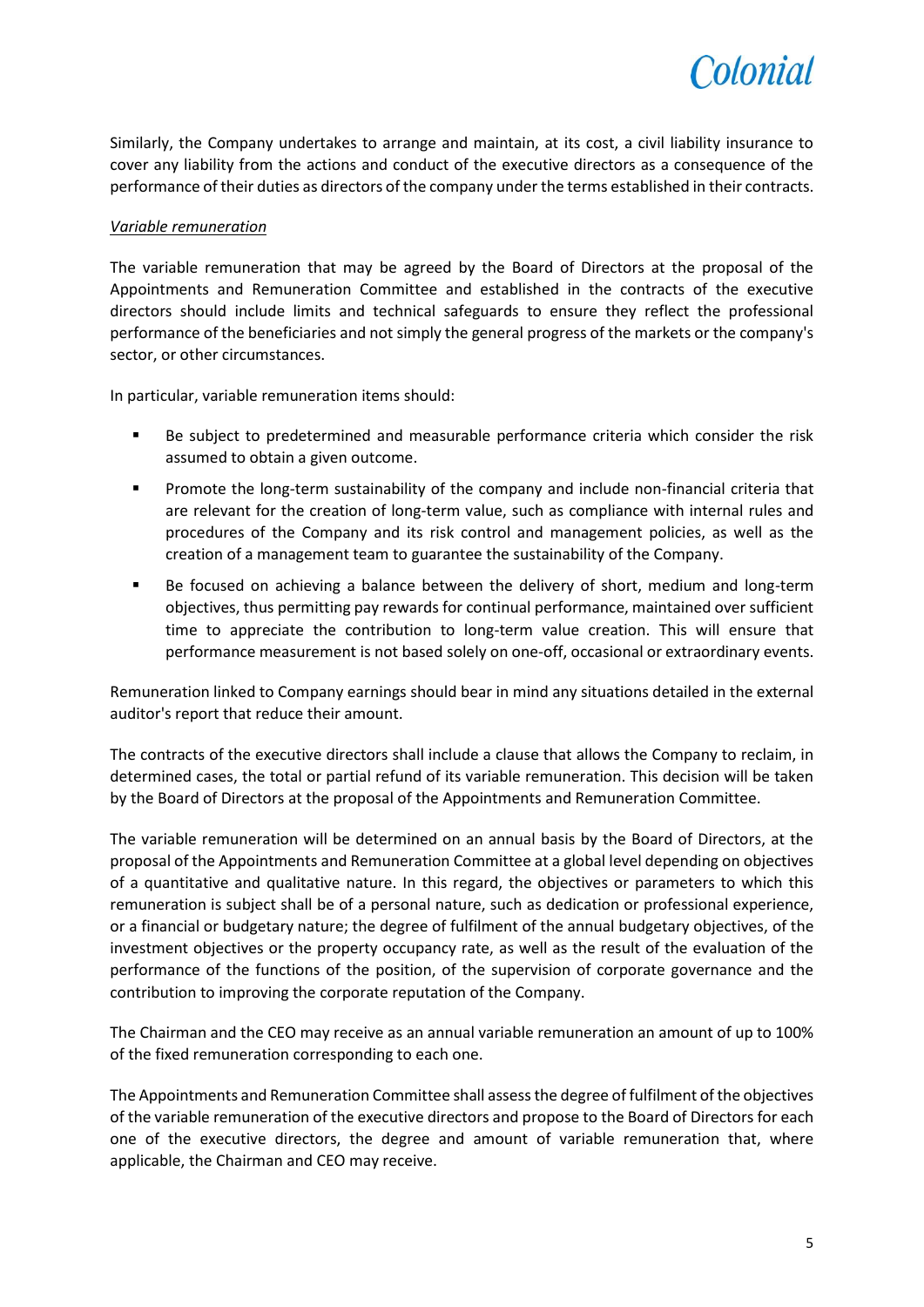Similarly, the Company undertakes to arrange and maintain, at its cost, a civil liability insurance to cover any liability from the actions and conduct of the executive directors as a consequence of the performance of their duties as directors of the company under the terms established in their contracts.

*Variable remuneration*

The variable remuneration that may be agreed by the Board of Directors at the proposal of the Appointments and Remuneration Committee and established in the contracts of the executive directors should include limits and technical safeguards to ensure they reflect the professional performance of the beneficiaries and not simply the general progress of the markets or the company's sector, or other circumstances.

In particular, variable remuneration items should:

- Be subject to predetermined and measurable performance criteria which consider the risk assumed to obtain a given outcome.
- Promote the long-term sustainability of the company and include non-financial criteria that are relevant for the creation of long-term value, such as compliance with internal rules and procedures of the Company and its risk control and management policies, as well as the creation of a management team to guarantee the sustainability of the Company.
- Be focused on achieving a balance between the delivery of short, medium and long-term objectives, thus permitting pay rewards for continual performance, maintained over sufficient time to appreciate the contribution to long-term value creation. This will ensure that performance measurement is not based solely on one-off, occasional or extraordinary events.

Remuneration linked to Company earnings should bear in mind any situations detailed in the external auditor's report that reduce their amount.

The contracts of the executive directors shall include a clause that allows the Company to reclaim, in determined cases, the total or partial refund of its variable remuneration. This decision will be taken by the Board of Directors at the proposal of the Appointments and Remuneration Committee.

The variable remuneration will be determined on an annual basis by the Board of Directors, at the proposal of the Appointments and Remuneration Committee at a global level depending on objectives of a quantitative and qualitative nature. In this regard, the objectives or parameters to which this remuneration is subject shall be of a personal nature, such as dedication or professional experience, or a financial or budgetary nature; the degree of fulfilment of the annual budgetary objectives, of the investment objectives or the property occupancy rate, as well as the result of the evaluation of the performance of the functions of the position, of the supervision of corporate governance and the contribution to improving the corporate reputation of the Company.

The Chairman and the CEO may receive as an annual variable remuneration an amount of up to 100% of the fixed remuneration corresponding to each one.

The Appointments and Remuneration Committee shall assess the degree of fulfilment of the objectives of the variable remuneration of the executive directors and propose to the Board of Directors for each one of the executive directors, the degree and amount of variable remuneration that, where applicable, the Chairman and CEO may receive.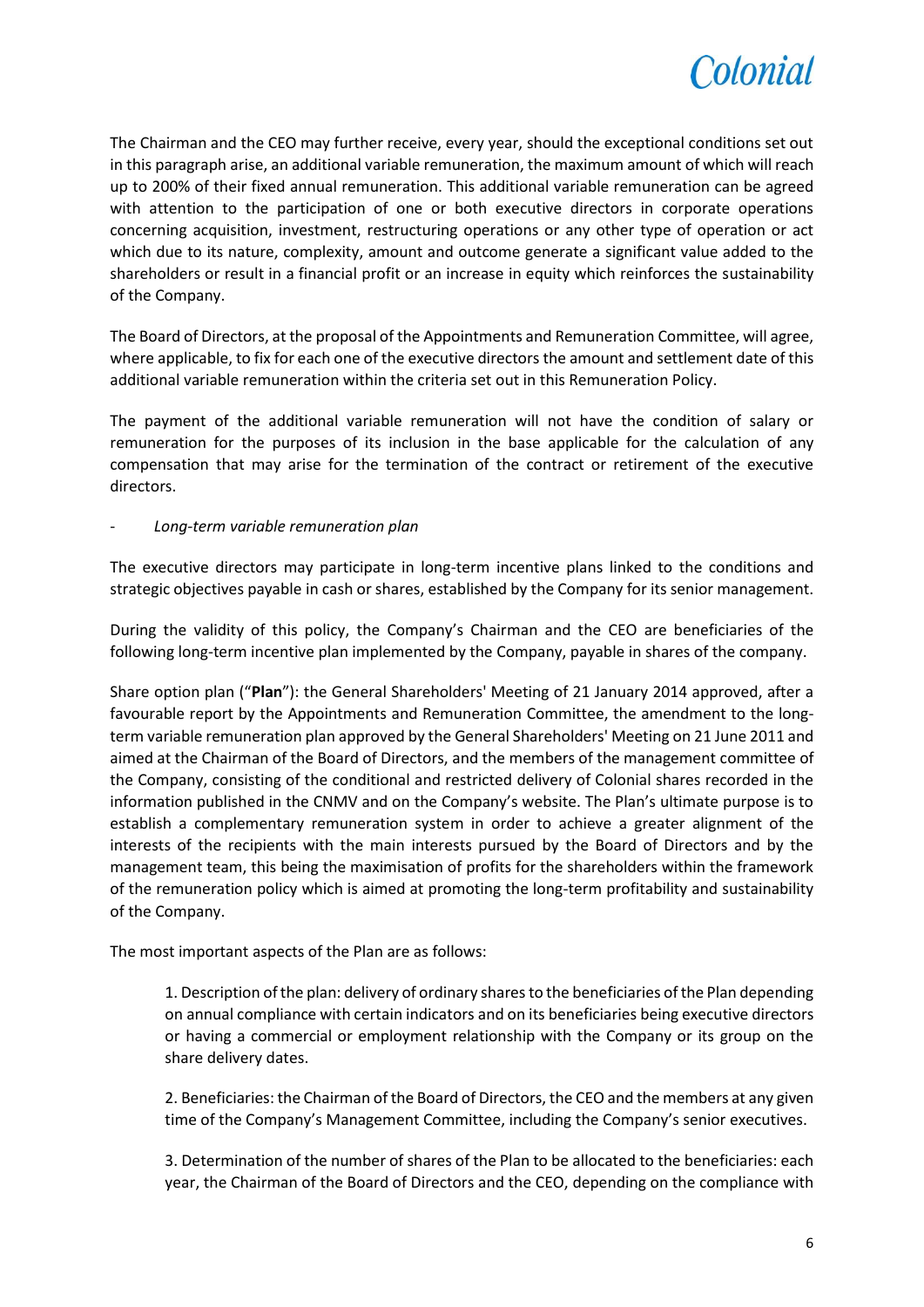The Chairman and the CEO may further receive, every year, should the exceptional conditions set out in this paragraph arise, an additional variable remuneration, the maximum amount of which will reach up to 200% of their fixed annual remuneration. This additional variable remuneration can be agreed with attention to the participation of one or both executive directors in corporate operations concerning acquisition, investment, restructuring operations or any other type of operation or act which due to its nature, complexity, amount and outcome generate a significant value added to the shareholders or result in a financial profit or an increase in equity which reinforces the sustainability of the Company.

The Board of Directors, at the proposal of the Appointments and Remuneration Committee, will agree, where applicable, to fix for each one of the executive directors the amount and settlement date of this additional variable remuneration within the criteria set out in this Remuneration Policy.

The payment of the additional variable remuneration will not have the condition of salary or remuneration for the purposes of its inclusion in the base applicable for the calculation of any compensation that may arise for the termination of the contract or retirement of the executive directors.

- *Long-term variable remuneration plan*

The executive directors may participate in long-term incentive plans linked to the conditions and strategic objectives payable in cash or shares, established by the Company for its senior management.

During the validity of this policy, the Company's Chairman and the CEO are beneficiaries of the following long-term incentive plan implemented by the Company, payable in shares of the company.

Share option plan ("**Plan**"): the General Shareholders' Meeting of 21 January 2014 approved, after a favourable report by the Appointments and Remuneration Committee, the amendment to the long-term variable remuneration plan approved by the General Shareholders' Meeting on 21 June 2011 and aimed at the Chairman of the Board of Directors, and the members of the management committee of the Company, consisting of the conditional and restricted delivery of Colonial shares recorded in the information published in the CNMV and on the Company's website. The Plan's ultimate purpose is to establish a complementary remuneration system in order to achieve a greater alignment of the interests of the recipients with the main interests pursued by the Board of Directors and by the management team, this being the maximisation of profits for the shareholders within the framework of the remuneration policy which is aimed at promoting the long-term profitability and sustainability of the Company.

The most important aspects of the Plan are as follows:

1. Description of the plan: delivery of ordinary shares to the beneficiaries of the Plan depending on annual compliance with certain indicators and on its beneficiaries being executive directors or having a commercial or employment relationship with the Company or its group on the share delivery dates.

2. Beneficiaries: the Chairman of the Board of Directors, the CEO and the members at any given time of the Company's Management Committee, including the Company's senior executives.

3. Determination of the number of shares of the Plan to be allocated to the beneficiaries: each year, the Chairman of the Board of Directors and the CEO, depending on the compliance with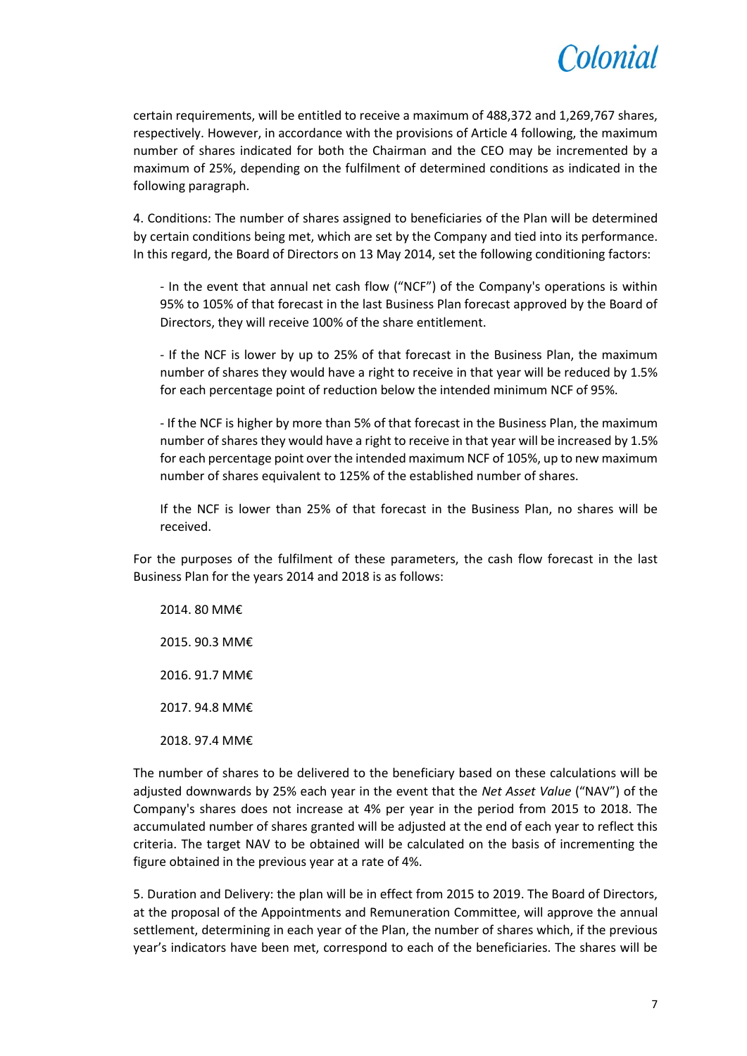certain requirements, will be entitled to receive a maximum of 488,372 and 1,269,767 shares, respectively. However, in accordance with the provisions of Article 4 following, the maximum number of shares indicated for both the Chairman and the CEO may be incremented by a maximum of 25%, depending on the fulfilment of determined conditions as indicated in the following paragraph.

4. Conditions: The number of shares assigned to beneficiaries of the Plan will be determined by certain conditions being met, which are set by the Company and tied into its performance. In this regard, the Board of Directors on 13 May 2014, set the following conditioning factors:

- In the event that annual net cash flow ("NCF") of the Company's operations is within 95% to 105% of that forecast in the last Business Plan forecast approved by the Board of Directors, they will receive 100% of the share entitlement.

- If the NCF is lower by up to 25% of that forecast in the Business Plan, the maximum number of shares they would have a right to receive in that year will be reduced by 1.5% for each percentage point of reduction below the intended minimum NCF of 95%.

- If the NCF is higher by more than 5% of that forecast in the Business Plan, the maximum number of shares they would have a right to receive in that year will be increased by 1.5% for each percentage point over the intended maximum NCF of 105%, up to new maximum number of shares equivalent to 125% of the established number of shares.

If the NCF is lower than 25% of that forecast in the Business Plan, no shares will be received.

For the purposes of the fulfilment of these parameters, the cash flow forecast in the last Business Plan for the years 2014 and 2018 is as follows:

2014. 80 MM€

2015. 90.3 MM€

2016. 91.7 MM€

2017. 94.8 MM€

2018. 97.4 MM€

The number of shares to be delivered to the beneficiary based on these calculations will be adjusted downwards by 25% each year in the event that the *Net Asset Value* ("NAV") of the Company's shares does not increase at 4% per year in the period from 2015 to 2018. The accumulated number of shares granted will be adjusted at the end of each year to reflect this criteria. The target NAV to be obtained will be calculated on the basis of incrementing the figure obtained in the previous year at a rate of 4%.

5. Duration and Delivery: the plan will be in effect from 2015 to 2019. The Board of Directors, at the proposal of the Appointments and Remuneration Committee, will approve the annual settlement, determining in each year of the Plan, the number of shares which, if the previous year's indicators have been met, correspond to each of the beneficiaries. The shares will be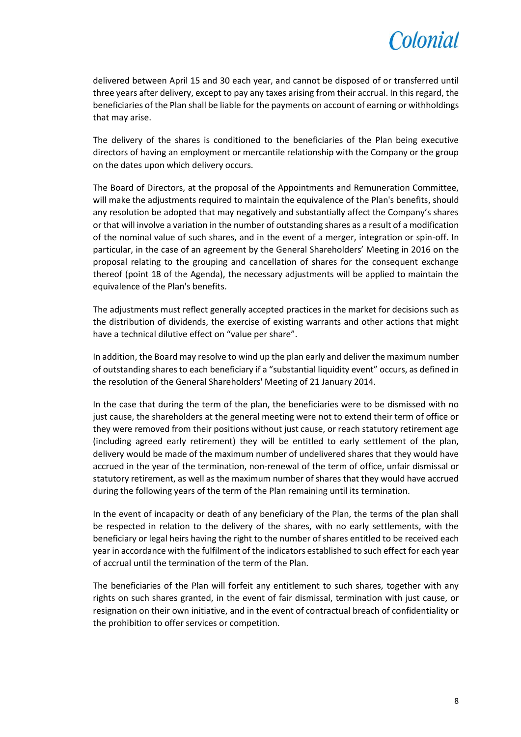delivered between April 15 and 30 each year, and cannot be disposed of or transferred until three years after delivery, except to pay any taxes arising from their accrual. In this regard, the beneficiaries of the Plan shall be liable for the payments on account of earning or withholdings that may arise.

The delivery of the shares is conditioned to the beneficiaries of the Plan being executive directors of having an employment or mercantile relationship with the Company or the group on the dates upon which delivery occurs.

The Board of Directors, at the proposal of the Appointments and Remuneration Committee, will make the adjustments required to maintain the equivalence of the Plan's benefits, should any resolution be adopted that may negatively and substantially affect the Company's shares or that will involve a variation in the number of outstanding shares as a result of a modification of the nominal value of such shares, and in the event of a merger, integration or spin-off. In particular, in the case of an agreement by the General Shareholders' Meeting in 2016 on the proposal relating to the grouping and cancellation of shares for the consequent exchange thereof (point 18 of the Agenda), the necessary adjustments will be applied to maintain the equivalence of the Plan's benefits.

The adjustments must reflect generally accepted practices in the market for decisions such as the distribution of dividends, the exercise of existing warrants and other actions that might have a technical dilutive effect on "value per share".

In addition, the Board may resolve to wind up the plan early and deliver the maximum number of outstanding shares to each beneficiary if a "substantial liquidity event" occurs, as defined in the resolution of the General Shareholders' Meeting of 21 January 2014.

In the case that during the term of the plan, the beneficiaries were to be dismissed with no just cause, the shareholders at the general meeting were not to extend their term of office or they were removed from their positions without just cause, or reach statutory retirement age (including agreed early retirement) they will be entitled to early settlement of the plan, delivery would be made of the maximum number of undelivered shares that they would have accrued in the year of the termination, non-renewal of the term of office, unfair dismissal or statutory retirement, as well as the maximum number of shares that they would have accrued during the following years of the term of the Plan remaining until its termination.

In the event of incapacity or death of any beneficiary of the Plan, the terms of the plan shall be respected in relation to the delivery of the shares, with no early settlements, with the beneficiary or legal heirs having the right to the number of shares entitled to be received each year in accordance with the fulfilment of the indicators established to such effect for each year of accrual until the termination of the term of the Plan.

The beneficiaries of the Plan will forfeit any entitlement to such shares, together with any rights on such shares granted, in the event of fair dismissal, termination with just cause, or resignation on their own initiative, and in the event of contractual breach of confidentiality or the prohibition to offer services or competition.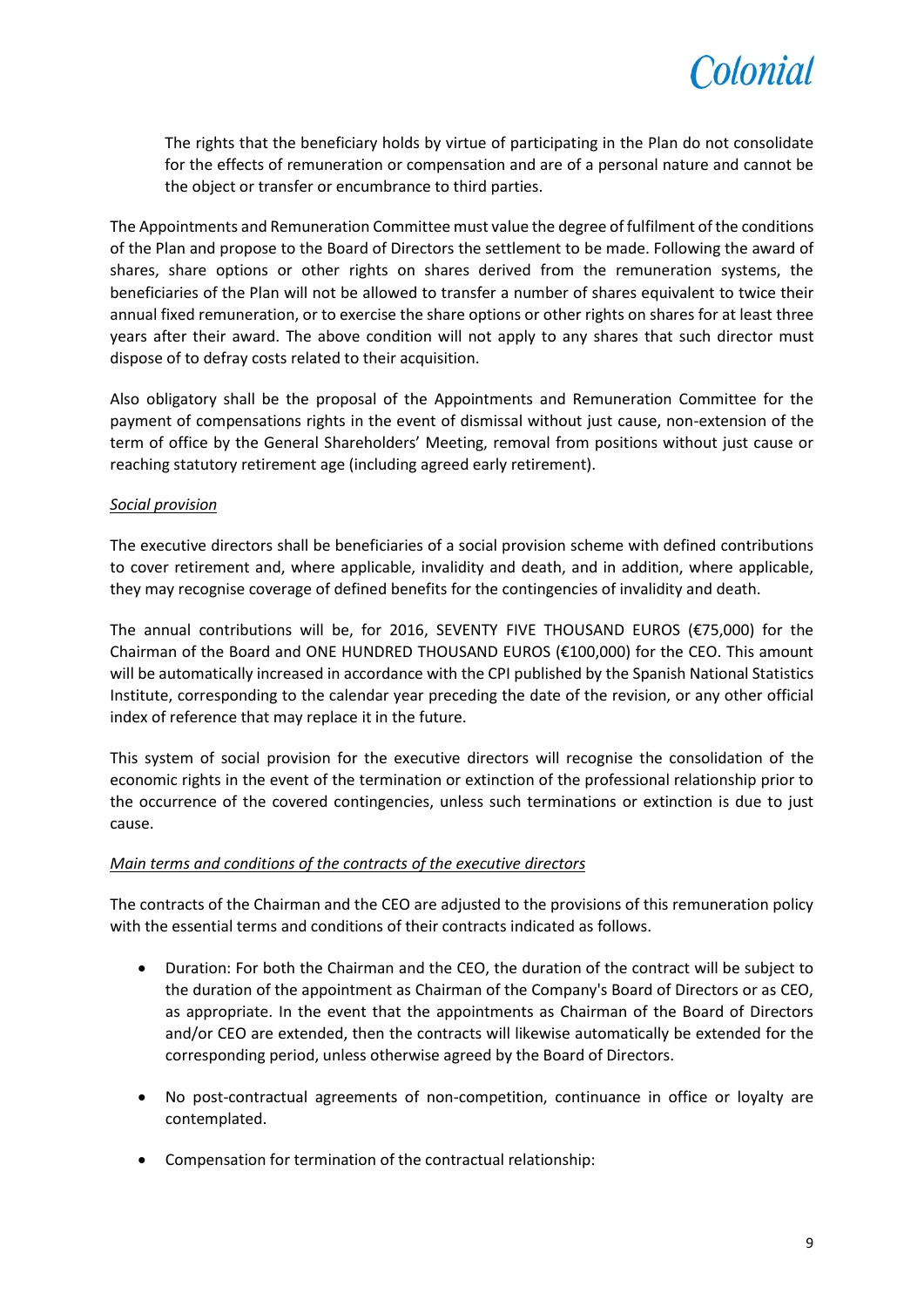The rights that the beneficiary holds by virtue of participating in the Plan do not consolidate for the effects of remuneration or compensation and are of a personal nature and cannot be the object or transfer or encumbrance to third parties.

The Appointments and Remuneration Committee must value the degree of fulfilment of the conditions of the Plan and propose to the Board of Directors the settlement to be made. Following the award of shares, share options or other rights on shares derived from the remuneration systems, the beneficiaries of the Plan will not be allowed to transfer a number of shares equivalent to twice their annual fixed remuneration, or to exercise the share options or other rights on shares for at least three years after their award. The above condition will not apply to any shares that such director must dispose of to defray costs related to their acquisition.

Also obligatory shall be the proposal of the Appointments and Remuneration Committee for the payment of compensations rights in the event of dismissal without just cause, non-extension of the term of office by the General Shareholders' Meeting, removal from positions without just cause or reaching statutory retirement age (including agreed early retirement).

*Social provision*

The executive directors shall be beneficiaries of a social provision scheme with defined contributions to cover retirement and, where applicable, invalidity and death, and in addition, where applicable, they may recognise coverage of defined benefits for the contingencies of invalidity and death.

The annual contributions will be, for 2016, SEVENTY FIVE THOUSAND EUROS (€75,000) for the Chairman of the Board and ONE HUNDRED THOUSAND EUROS (€100,000) for the CEO. This amount will be automatically increased in accordance with the CPI published by the Spanish National Statistics Institute, corresponding to the calendar year preceding the date of the revision, or any other official index of reference that may replace it in the future.

This system of social provision for the executive directors will recognise the consolidation of the economic rights in the event of the termination or extinction of the professional relationship prior to the occurrence of the covered contingencies, unless such terminations or extinction is due to just cause.

*Main terms and conditions of the contracts of the executive directors*

The contracts of the Chairman and the CEO are adjusted to the provisions of this remuneration policy with the essential terms and conditions of their contracts indicated as follows.

- Duration: For both the Chairman and the CEO, the duration of the contract will be subject to the duration of the appointment as Chairman of the Company's Board of Directors or as CEO, as appropriate. In the event that the appointments as Chairman of the Board of Directors and/or CEO are extended, then the contracts will likewise automatically be extended for the corresponding period, unless otherwise agreed by the Board of Directors.

- No post-contractual agreements of non-competition, continuance in office or loyalty are contemplated.

- Compensation for termination of the contractual relationship: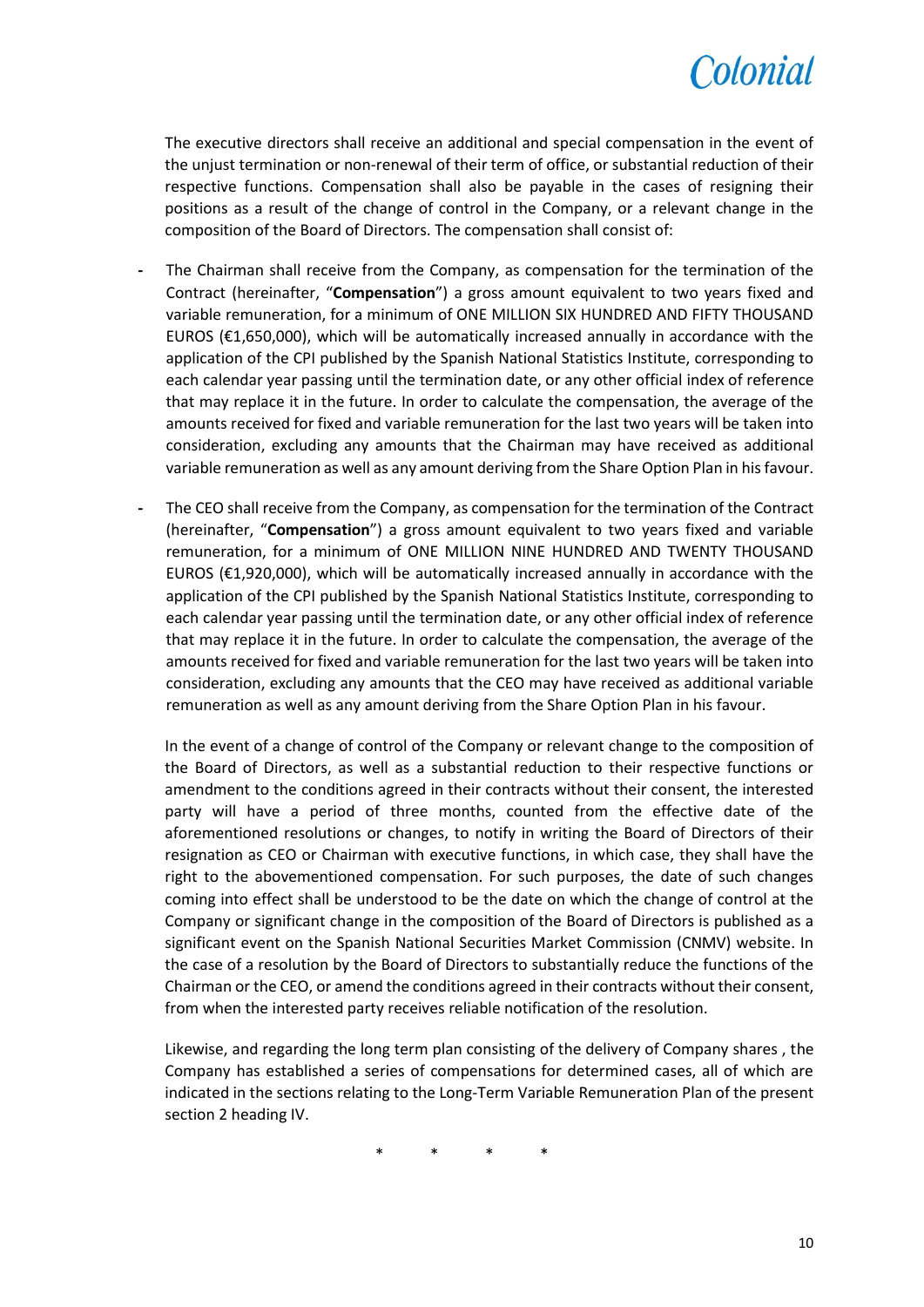The executive directors shall receive an additional and special compensation in the event of the unjust termination or non-renewal of their term of office, or substantial reduction of their respective functions. Compensation shall also be payable in the cases of resigning their positions as a result of the change of control in the Company, or a relevant change in the composition of the Board of Directors. The compensation shall consist of:

- The Chairman shall receive from the Company, as compensation for the termination of the Contract (hereinafter, "**Compensation**") a gross amount equivalent to two years fixed and variable remuneration, for a minimum of ONE MILLION SIX HUNDRED AND FIFTY THOUSAND EUROS (€1,650,000), which will be automatically increased annually in accordance with the application of the CPI published by the Spanish National Statistics Institute, corresponding to each calendar year passing until the termination date, or any other official index of reference that may replace it in the future. In order to calculate the compensation, the average of the amounts received for fixed and variable remuneration for the last two years will be taken into consideration, excluding any amounts that the Chairman may have received as additional variable remuneration as well as any amount deriving from the Share Option Plan in his favour.

- The CEO shall receive from the Company, as compensation for the termination of the Contract (hereinafter, "**Compensation**") a gross amount equivalent to two years fixed and variable remuneration, for a minimum of ONE MILLION NINE HUNDRED AND TWENTY THOUSAND EUROS (€1,920,000), which will be automatically increased annually in accordance with the application of the CPI published by the Spanish National Statistics Institute, corresponding to each calendar year passing until the termination date, or any other official index of reference that may replace it in the future. In order to calculate the compensation, the average of the amounts received for fixed and variable remuneration for the last two years will be taken into consideration, excluding any amounts that the CEO may have received as additional variable remuneration as well as any amount deriving from the Share Option Plan in his favour.

In the event of a change of control of the Company or relevant change to the composition of the Board of Directors, as well as a substantial reduction to their respective functions or amendment to the conditions agreed in their contracts without their consent, the interested party will have a period of three months, counted from the effective date of the aforementioned resolutions or changes, to notify in writing the Board of Directors of their resignation as CEO or Chairman with executive functions, in which case, they shall have the right to the abovementioned compensation. For such purposes, the date of such changes coming into effect shall be understood to be the date on which the change of control at the Company or significant change in the composition of the Board of Directors is published as a significant event on the Spanish National Securities Market Commission (CNMV) website. In the case of a resolution by the Board of Directors to substantially reduce the functions of the Chairman or the CEO, or amend the conditions agreed in their contracts without their consent, from when the interested party receives reliable notification of the resolution.

Likewise, and regarding the long term plan consisting of the delivery of Company shares , the Company has established a series of compensations for determined cases, all of which are indicated in the sections relating to the Long-Term Variable Remuneration Plan of the present section 2 heading IV.

\* \* \* \*